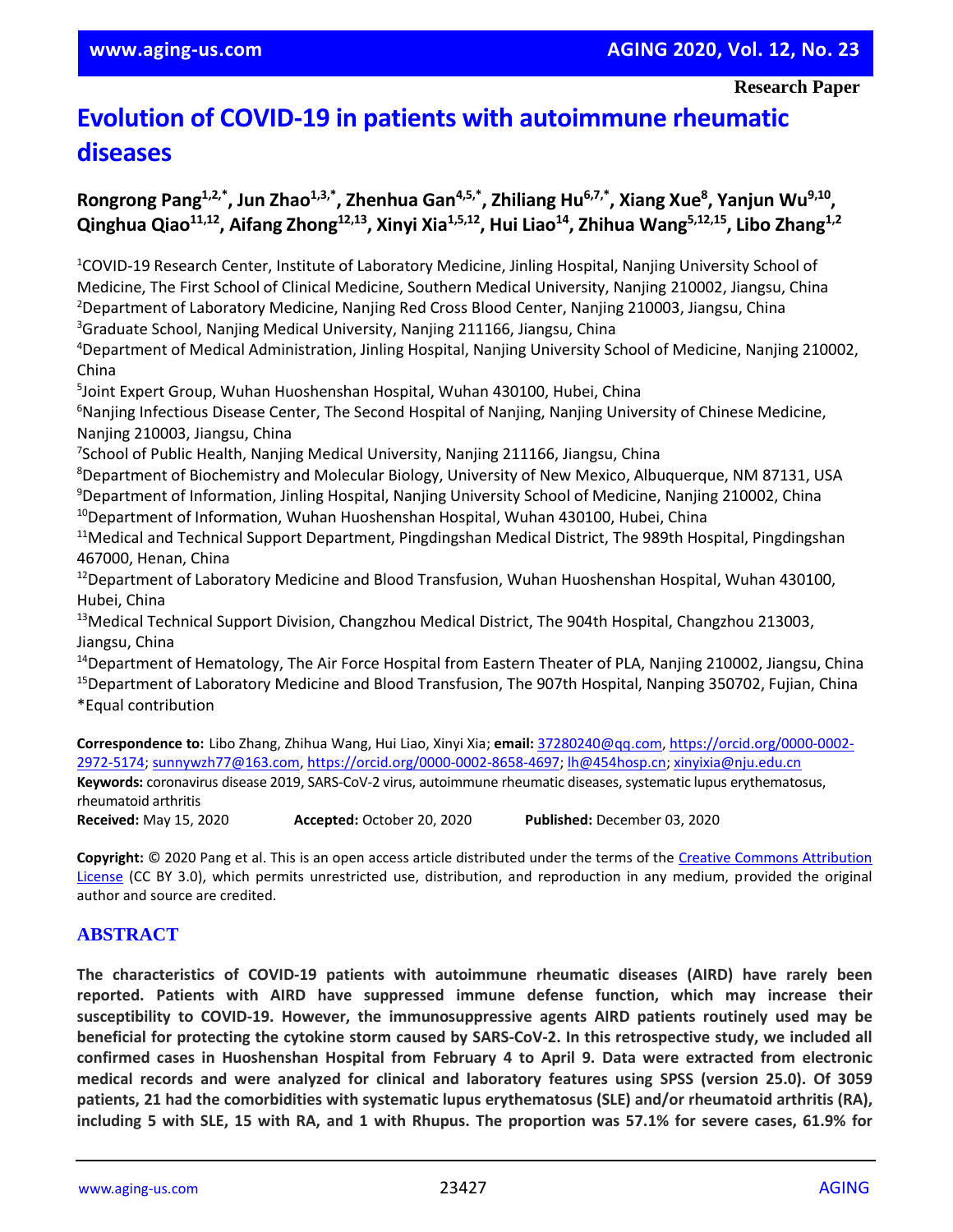Research Paper

# Evolution of COVID-19 in patients with autoimmune rheumatic diseases

**Rongrong Pang[1,2,*], Jun Zhao[1,3,*], Zhenhua Gan[4,5,*], Zhiliang Hu[6,7,*], Xiang Xue[8], Yanjun Wu[9,10], Qinghua Qiao[11,12], Aifang Zhong[12,13], Xinyi Xia[1,5,12], Hui Liao[14], Zhihua Wang[5,12,15], Libo Zhang[1,2]**

[1]COVID-19 Research Center, Institute of Laboratory Medicine, Jinling Hospital, Nanjing University School of Medicine, The First School of Clinical Medicine, Southern Medical University, Nanjing 210002, Jiangsu, China
[2]Department of Laboratory Medicine, Nanjing Red Cross Blood Center, Nanjing 210003, Jiangsu, China
[3]Graduate School, Nanjing Medical University, Nanjing 211166, Jiangsu, China
[4]Department of Medical Administration, Jinling Hospital, Nanjing University School of Medicine, Nanjing 210002, China
[5]Joint Expert Group, Wuhan Huoshenshan Hospital, Wuhan 430100, Hubei, China
[6]Nanjing Infectious Disease Center, The Second Hospital of Nanjing, Nanjing University of Chinese Medicine, Nanjing 210003, Jiangsu, China
[7]School of Public Health, Nanjing Medical University, Nanjing 211166, Jiangsu, China
[8]Department of Biochemistry and Molecular Biology, University of New Mexico, Albuquerque, NM 87131, USA
[9]Department of Information, Jinling Hospital, Nanjing University School of Medicine, Nanjing 210002, China
[10]Department of Information, Wuhan Huoshenshan Hospital, Wuhan 430100, Hubei, China
[11]Medical and Technical Support Department, Pingdingshan Medical District, The 989th Hospital, Pingdingshan 467000, Henan, China
[12]Department of Laboratory Medicine and Blood Transfusion, Wuhan Huoshenshan Hospital, Wuhan 430100, Hubei, China
[13]Medical Technical Support Division, Changzhou Medical District, The 904th Hospital, Changzhou 213003, Jiangsu, China
[14]Department of Hematology, The Air Force Hospital from Eastern Theater of PLA, Nanjing 210002, Jiangsu, China
[15]Department of Laboratory Medicine and Blood Transfusion, The 907th Hospital, Nanping 350702, Fujian, China
*Equal contribution

**Correspondence to:** Libo Zhang, Zhihua Wang, Hui Liao, Xinyi Xia; **email:** 37280240@qq.com, https://orcid.org/0000-0002-2972-5174; sunnywzh77@163.com, https://orcid.org/0000-0002-8658-4697; lh@454hosp.cn; xinyixia@nju.edu.cn
**Keywords:** coronavirus disease 2019, SARS-CoV-2 virus, autoimmune rheumatic diseases, systematic lupus erythematosus, rheumatoid arthritis
**Received:** May 15, 2020 **Accepted:** October 20, 2020 **Published:** December 03, 2020

**Copyright:** © 2020 Pang et al. This is an open access article distributed under the terms of the Creative Commons Attribution License (CC BY 3.0), which permits unrestricted use, distribution, and reproduction in any medium, provided the original author and source are credited.

## ABSTRACT

**The characteristics of COVID-19 patients with autoimmune rheumatic diseases (AIRD) have rarely been reported. Patients with AIRD have suppressed immune defense function, which may increase their susceptibility to COVID-19. However, the immunosuppressive agents AIRD patients routinely used may be beneficial for protecting the cytokine storm caused by SARS-CoV-2. In this retrospective study, we included all confirmed cases in Huoshenshan Hospital from February 4 to April 9. Data were extracted from electronic medical records and were analyzed for clinical and laboratory features using SPSS (version 25.0). Of 3059 patients, 21 had the comorbidities with systematic lupus erythematosus (SLE) and/or rheumatoid arthritis (RA), including 5 with SLE, 15 with RA, and 1 with Rhupus. The proportion was 57.1% for severe cases, 61.9% for**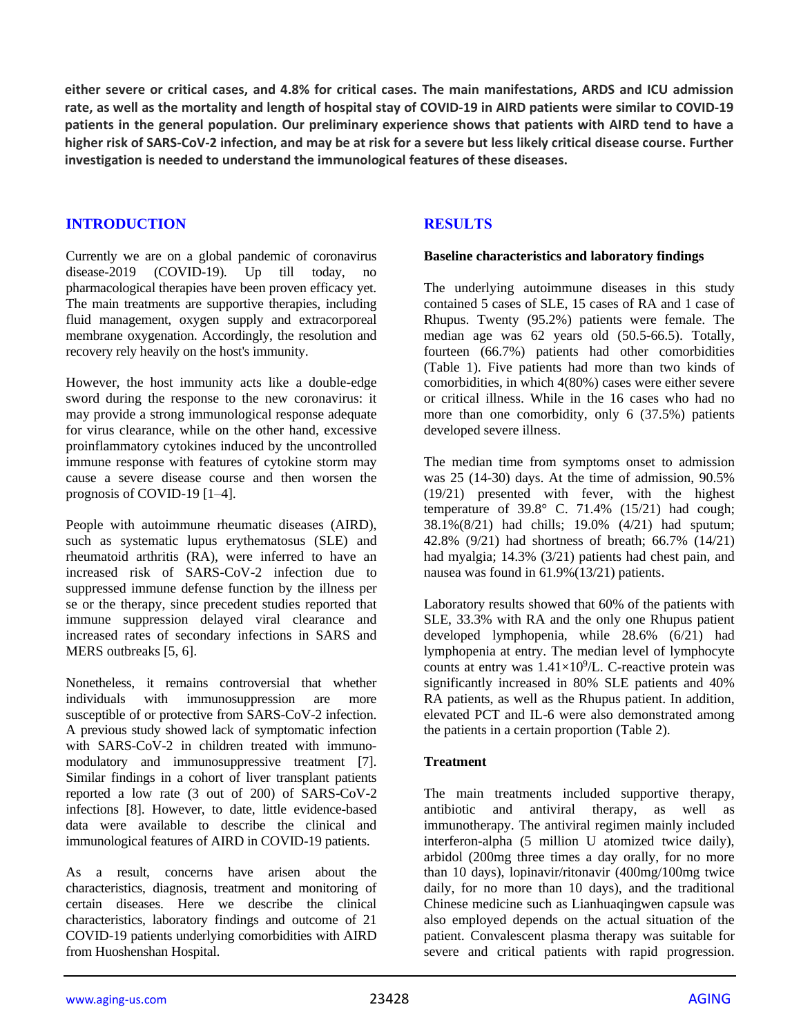**either severe or critical cases, and 4.8% for critical cases. The main manifestations, ARDS and ICU admission rate, as well as the mortality and length of hospital stay of COVID-19 in AIRD patients were similar to COVID-19 patients in the general population. Our preliminary experience shows that patients with AIRD tend to have a higher risk of SARS-CoV-2 infection, and may be at risk for a severe but less likely critical disease course. Further investigation is needed to understand the immunological features of these diseases.**

## INTRODUCTION

Currently we are on a global pandemic of coronavirus disease-2019 (COVID-19). Up till today, no pharmacological therapies have been proven efficacy yet. The main treatments are supportive therapies, including fluid management, oxygen supply and extracorporeal membrane oxygenation. Accordingly, the resolution and recovery rely heavily on the host's immunity.

However, the host immunity acts like a double-edge sword during the response to the new coronavirus: it may provide a strong immunological response adequate for virus clearance, while on the other hand, excessive proinflammatory cytokines induced by the uncontrolled immune response with features of cytokine storm may cause a severe disease course and then worsen the prognosis of COVID-19 [1–4].

People with autoimmune rheumatic diseases (AIRD), such as systematic lupus erythematosus (SLE) and rheumatoid arthritis (RA), were inferred to have an increased risk of SARS-CoV-2 infection due to suppressed immune defense function by the illness per se or the therapy, since precedent studies reported that immune suppression delayed viral clearance and increased rates of secondary infections in SARS and MERS outbreaks [5, 6].

Nonetheless, it remains controversial that whether individuals with immunosuppression are more susceptible of or protective from SARS-CoV-2 infection. A previous study showed lack of symptomatic infection with SARS-CoV-2 in children treated with immuno-modulatory and immunosuppressive treatment [7]. Similar findings in a cohort of liver transplant patients reported a low rate (3 out of 200) of SARS-CoV-2 infections [8]. However, to date, little evidence-based data were available to describe the clinical and immunological features of AIRD in COVID-19 patients.

As a result, concerns have arisen about the characteristics, diagnosis, treatment and monitoring of certain diseases. Here we describe the clinical characteristics, laboratory findings and outcome of 21 COVID-19 patients underlying comorbidities with AIRD from Huoshenshan Hospital.

## RESULTS

### Baseline characteristics and laboratory findings

The underlying autoimmune diseases in this study contained 5 cases of SLE, 15 cases of RA and 1 case of Rhupus. Twenty (95.2%) patients were female. The median age was 62 years old (50.5-66.5). Totally, fourteen (66.7%) patients had other comorbidities (Table 1). Five patients had more than two kinds of comorbidities, in which 4(80%) cases were either severe or critical illness. While in the 16 cases who had no more than one comorbidity, only 6 (37.5%) patients developed severe illness.

The median time from symptoms onset to admission was 25 (14-30) days. At the time of admission, 90.5% (19/21) presented with fever, with the highest temperature of 39.8° C. 71.4% (15/21) had cough; 38.1%(8/21) had chills; 19.0% (4/21) had sputum; 42.8% (9/21) had shortness of breath; 66.7% (14/21) had myalgia; 14.3% (3/21) patients had chest pain, and nausea was found in 61.9%(13/21) patients.

Laboratory results showed that 60% of the patients with SLE, 33.3% with RA and the only one Rhupus patient developed lymphopenia, while 28.6% (6/21) had lymphopenia at entry. The median level of lymphocyte counts at entry was $1.41\times10^9$/L. C-reactive protein was significantly increased in 80% SLE patients and 40% RA patients, as well as the Rhupus patient. In addition, elevated PCT and IL-6 were also demonstrated among the patients in a certain proportion (Table 2).

### Treatment

The main treatments included supportive therapy, antibiotic and antiviral therapy, as well as immunotherapy. The antiviral regimen mainly included interferon-alpha (5 million U atomized twice daily), arbidol (200mg three times a day orally, for no more than 10 days), lopinavir/ritonavir (400mg/100mg twice daily, for no more than 10 days), and the traditional Chinese medicine such as Lianhuaqingwen capsule was also employed depends on the actual situation of the patient. Convalescent plasma therapy was suitable for severe and critical patients with rapid progression.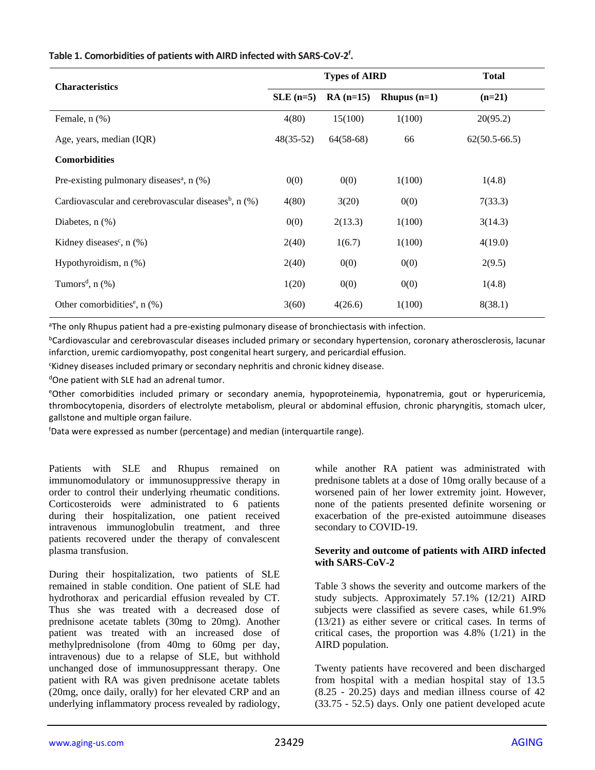**Table 1. Comorbidities of patients with AIRD infected with SARS-CoV-2[f].**

| Characteristics | Types of AIRD | | | Total |
|---|---|---|---|---|
| | SLE (n=5) | RA (n=15) | Rhupus (n=1) | (n=21) |
| Female, n (%) | 4(80) | 15(100) | 1(100) | 20(95.2) |
| Age, years, median (IQR) | 48(35-52) | 64(58-68) | 66 | 62(50.5-66.5) |
| **Comorbidities** | | | | |
| Pre-existing pulmonary diseases[a], n (%) | 0(0) | 0(0) | 1(100) | 1(4.8) |
| Cardiovascular and cerebrovascular diseases[b], n (%) | 4(80) | 3(20) | 0(0) | 7(33.3) |
| Diabetes, n (%) | 0(0) | 2(13.3) | 1(100) | 3(14.3) |
| Kidney diseases[c], n (%) | 2(40) | 1(6.7) | 1(100) | 4(19.0) |
| Hypothyroidism, n (%) | 2(40) | 0(0) | 0(0) | 2(9.5) |
| Tumors[d], n (%) | 1(20) | 0(0) | 0(0) | 1(4.8) |
| Other comorbidities[e], n (%) | 3(60) | 4(26.6) | 1(100) | 8(38.1) |

[a]The only Rhupus patient had a pre-existing pulmonary disease of bronchiectasis with infection.

[b]Cardiovascular and cerebrovascular diseases included primary or secondary hypertension, coronary atherosclerosis, lacunar infarction, uremic cardiomyopathy, post congenital heart surgery, and pericardial effusion.

[c]Kidney diseases included primary or secondary nephritis and chronic kidney disease.

[d]One patient with SLE had an adrenal tumor.

[e]Other comorbidities included primary or secondary anemia, hypoproteinemia, hyponatremia, gout or hyperuricemia, thrombocytopenia, disorders of electrolyte metabolism, pleural or abdominal effusion, chronic pharyngitis, stomach ulcer, gallstone and multiple organ failure.

[f]Data were expressed as number (percentage) and median (interquartile range).

Patients with SLE and Rhupus remained on immunomodulatory or immunosuppressive therapy in order to control their underlying rheumatic conditions. Corticosteroids were administrated to 6 patients during their hospitalization, one patient received intravenous immunoglobulin treatment, and three patients recovered under the therapy of convalescent plasma transfusion.

During their hospitalization, two patients of SLE remained in stable condition. One patient of SLE had hydrothorax and pericardial effusion revealed by CT. Thus she was treated with a decreased dose of prednisone acetate tablets (30mg to 20mg). Another patient was treated with an increased dose of methylprednisolone (from 40mg to 60mg per day, intravenous) due to a relapse of SLE, but withhold unchanged dose of immunosuppressant therapy. One patient with RA was given prednisone acetate tablets (20mg, once daily, orally) for her elevated CRP and an underlying inflammatory process revealed by radiology, while another RA patient was administrated with prednisone tablets at a dose of 10mg orally because of a worsened pain of her lower extremity joint. However, none of the patients presented definite worsening or exacerbation of the pre-existed autoimmune diseases secondary to COVID-19.

**Severity and outcome of patients with AIRD infected with SARS-CoV-2**

Table 3 shows the severity and outcome markers of the study subjects. Approximately 57.1% (12/21) AIRD subjects were classified as severe cases, while 61.9% (13/21) as either severe or critical cases. In terms of critical cases, the proportion was 4.8% (1/21) in the AIRD population.

Twenty patients have recovered and been discharged from hospital with a median hospital stay of 13.5 (8.25 - 20.25) days and median illness course of 42 (33.75 - 52.5) days. Only one patient developed acute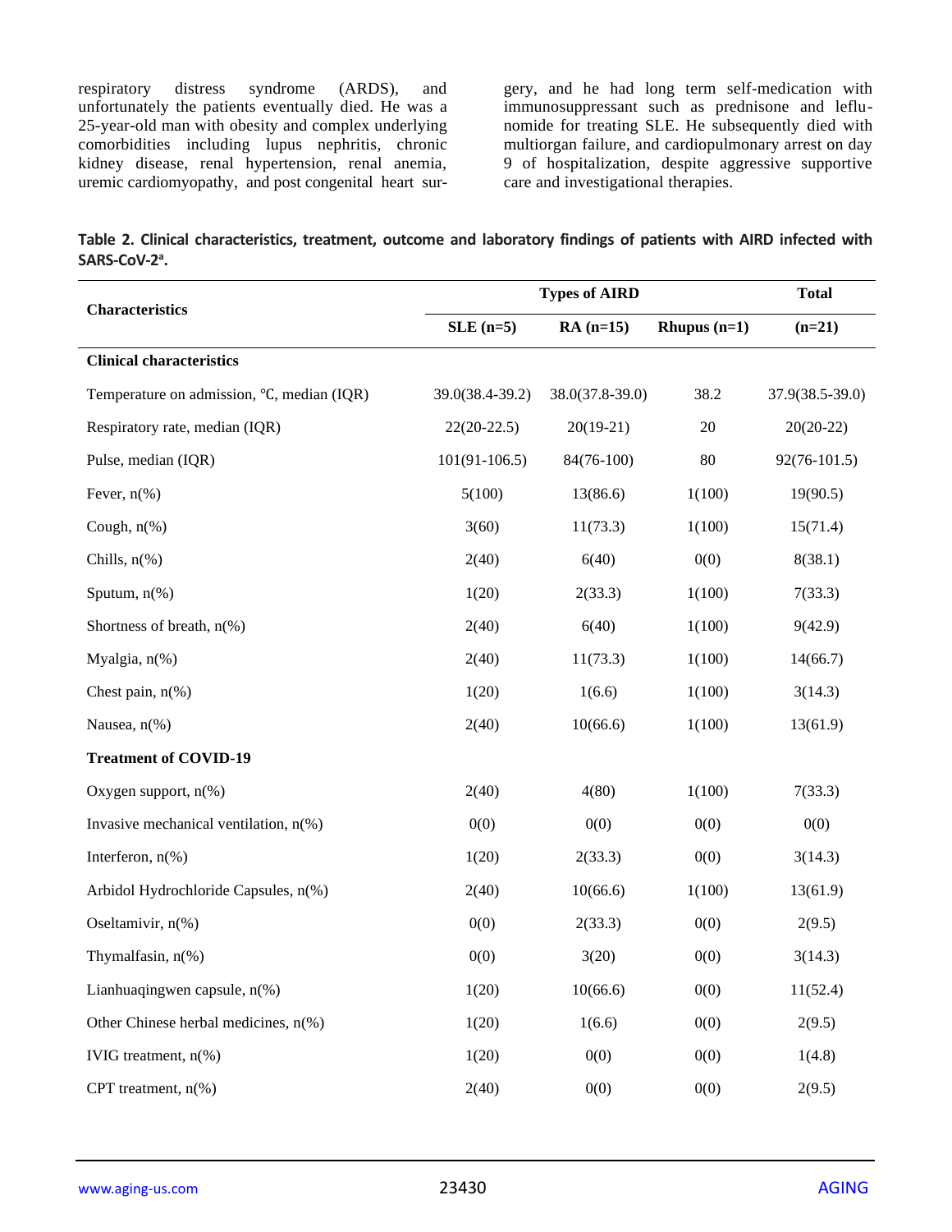respiratory distress syndrome (ARDS), and unfortunately the patients eventually died. He was a 25-year-old man with obesity and complex underlying comorbidities including lupus nephritis, chronic kidney disease, renal hypertension, renal anemia, uremic cardiomyopathy, and post congenital heart surgery, and he had long term self-medication with immunosuppressant such as prednisone and leflunomide for treating SLE. He subsequently died with multiorgan failure, and cardiopulmonary arrest on day 9 of hospitalization, despite aggressive supportive care and investigational therapies.

**Table 2. Clinical characteristics, treatment, outcome and laboratory findings of patients with AIRD infected with SARS-CoV-2[a].**

| Characteristics | Types of AIRD | | | Total |
|---|---|---|---|---|
| | **SLE (n=5)** | **RA (n=15)** | **Rhupus (n=1)** | **(n=21)** |
| **Clinical characteristics** | | | | |
| Temperature on admission, ℃, median (IQR) | 39.0(38.4-39.2) | 38.0(37.8-39.0) | 38.2 | 37.9(38.5-39.0) |
| Respiratory rate, median (IQR) | 22(20-22.5) | 20(19-21) | 20 | 20(20-22) |
| Pulse, median (IQR) | 101(91-106.5) | 84(76-100) | 80 | 92(76-101.5) |
| Fever, n(%) | 5(100) | 13(86.6) | 1(100) | 19(90.5) |
| Cough, n(%) | 3(60) | 11(73.3) | 1(100) | 15(71.4) |
| Chills, n(%) | 2(40) | 6(40) | 0(0) | 8(38.1) |
| Sputum, n(%) | 1(20) | 2(33.3) | 1(100) | 7(33.3) |
| Shortness of breath, n(%) | 2(40) | 6(40) | 1(100) | 9(42.9) |
| Myalgia, n(%) | 2(40) | 11(73.3) | 1(100) | 14(66.7) |
| Chest pain, n(%) | 1(20) | 1(6.6) | 1(100) | 3(14.3) |
| Nausea, n(%) | 2(40) | 10(66.6) | 1(100) | 13(61.9) |
| **Treatment of COVID-19** | | | | |
| Oxygen support, n(%) | 2(40) | 4(80) | 1(100) | 7(33.3) |
| Invasive mechanical ventilation, n(%) | 0(0) | 0(0) | 0(0) | 0(0) |
| Interferon, n(%) | 1(20) | 2(33.3) | 0(0) | 3(14.3) |
| Arbidol Hydrochloride Capsules, n(%) | 2(40) | 10(66.6) | 1(100) | 13(61.9) |
| Oseltamivir, n(%) | 0(0) | 2(33.3) | 0(0) | 2(9.5) |
| Thymalfasin, n(%) | 0(0) | 3(20) | 0(0) | 3(14.3) |
| Lianhuaqingwen capsule, n(%) | 1(20) | 10(66.6) | 0(0) | 11(52.4) |
| Other Chinese herbal medicines, n(%) | 1(20) | 1(6.6) | 0(0) | 2(9.5) |
| IVIG treatment, n(%) | 1(20) | 0(0) | 0(0) | 1(4.8) |
| CPT treatment, n(%) | 2(40) | 0(0) | 0(0) | 2(9.5) |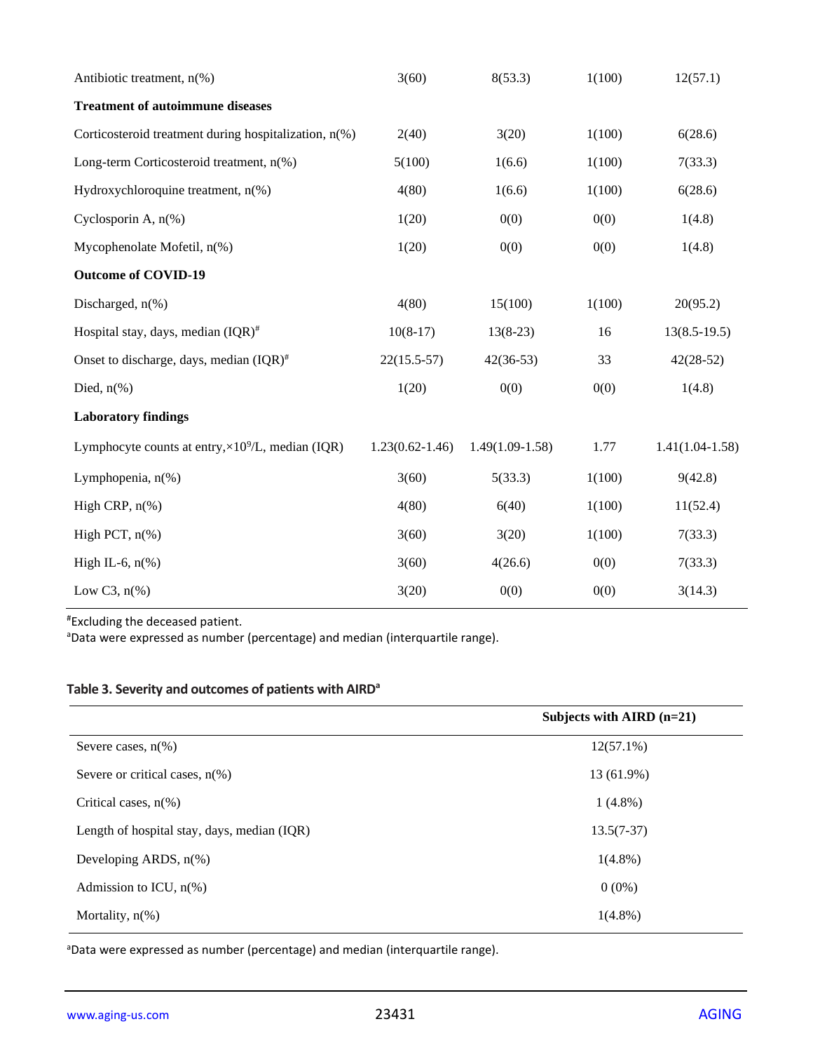| | | | | |
|---|---|---|---|---|
| Antibiotic treatment, n(%) | 3(60) | 8(53.3) | 1(100) | 12(57.1) |
| **Treatment of autoimmune diseases** | | | | |
| Corticosteroid treatment during hospitalization, n(%) | 2(40) | 3(20) | 1(100) | 6(28.6) |
| Long-term Corticosteroid treatment, n(%) | 5(100) | 1(6.6) | 1(100) | 7(33.3) |
| Hydroxychloroquine treatment, n(%) | 4(80) | 1(6.6) | 1(100) | 6(28.6) |
| Cyclosporin A, n(%) | 1(20) | 0(0) | 0(0) | 1(4.8) |
| Mycophenolate Mofetil, n(%) | 1(20) | 0(0) | 0(0) | 1(4.8) |
| **Outcome of COVID-19** | | | | |
| Discharged, n(%) | 4(80) | 15(100) | 1(100) | 20(95.2) |
| Hospital stay, days, median (IQR)[#] | 10(8-17) | 13(8-23) | 16 | 13(8.5-19.5) |
| Onset to discharge, days, median (IQR)[#] | 22(15.5-57) | 42(36-53) | 33 | 42(28-52) |
| Died, n(%) | 1(20) | 0(0) | 0(0) | 1(4.8) |
| **Laboratory findings** | | | | |
| Lymphocyte counts at entry, $\times 10^9$/L, median (IQR) | 1.23(0.62-1.46) | 1.49(1.09-1.58) | 1.77 | 1.41(1.04-1.58) |
| Lymphopenia, n(%) | 3(60) | 5(33.3) | 1(100) | 9(42.8) |
| High CRP, n(%) | 4(80) | 6(40) | 1(100) | 11(52.4) |
| High PCT, n(%) | 3(60) | 3(20) | 1(100) | 7(33.3) |
| High IL-6, n(%) | 3(60) | 4(26.6) | 0(0) | 7(33.3) |
| Low C3, n(%) | 3(20) | 0(0) | 0(0) | 3(14.3) |

[#]Excluding the deceased patient.
[a]Data were expressed as number (percentage) and median (interquartile range).

**Table 3. Severity and outcomes of patients with AIRD[a]**

| | Subjects with AIRD (n=21) |
|---|---|
| Severe cases, n(%) | 12(57.1%) |
| Severe or critical cases, n(%) | 13 (61.9%) |
| Critical cases, n(%) | 1 (4.8%) |
| Length of hospital stay, days, median (IQR) | 13.5(7-37) |
| Developing ARDS, n(%) | 1(4.8%) |
| Admission to ICU, n(%) | 0 (0%) |
| Mortality, n(%) | 1(4.8%) |

[a]Data were expressed as number (percentage) and median (interquartile range).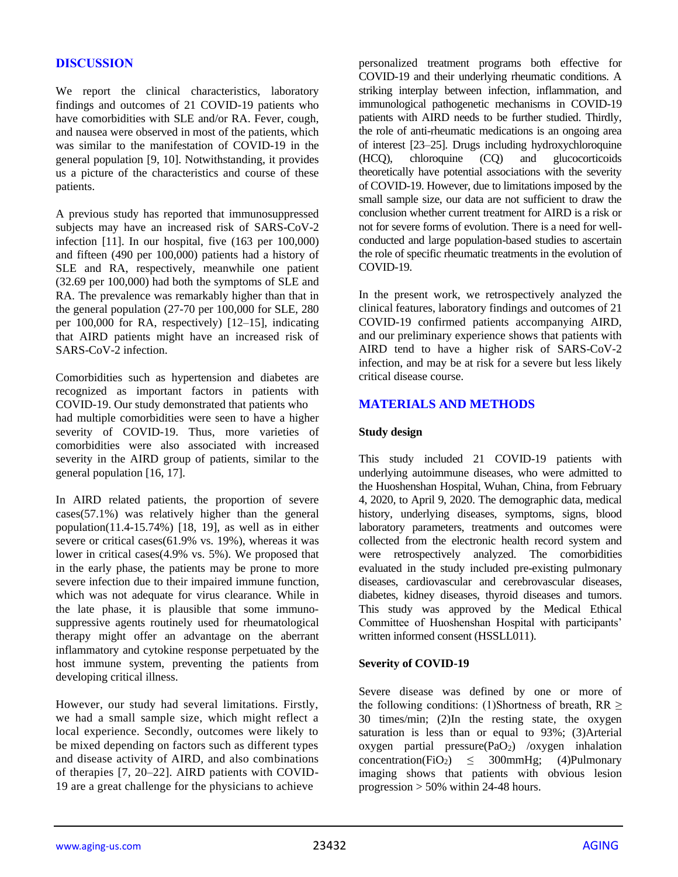## DISCUSSION

We report the clinical characteristics, laboratory findings and outcomes of 21 COVID-19 patients who have comorbidities with SLE and/or RA. Fever, cough, and nausea were observed in most of the patients, which was similar to the manifestation of COVID-19 in the general population [9, 10]. Notwithstanding, it provides us a picture of the characteristics and course of these patients.

A previous study has reported that immunosuppressed subjects may have an increased risk of SARS-CoV-2 infection [11]. In our hospital, five (163 per 100,000) and fifteen (490 per 100,000) patients had a history of SLE and RA, respectively, meanwhile one patient (32.69 per 100,000) had both the symptoms of SLE and RA. The prevalence was remarkably higher than that in the general population (27-70 per 100,000 for SLE, 280 per 100,000 for RA, respectively) [12–15], indicating that AIRD patients might have an increased risk of SARS-CoV-2 infection.

Comorbidities such as hypertension and diabetes are recognized as important factors in patients with COVID-19. Our study demonstrated that patients who had multiple comorbidities were seen to have a higher severity of COVID-19. Thus, more varieties of comorbidities were also associated with increased severity in the AIRD group of patients, similar to the general population [16, 17].

In AIRD related patients, the proportion of severe cases(57.1%) was relatively higher than the general population(11.4-15.74%) [18, 19], as well as in either severe or critical cases(61.9% vs. 19%), whereas it was lower in critical cases(4.9% vs. 5%). We proposed that in the early phase, the patients may be prone to more severe infection due to their impaired immune function, which was not adequate for virus clearance. While in the late phase, it is plausible that some immuno-suppressive agents routinely used for rheumatological therapy might offer an advantage on the aberrant inflammatory and cytokine response perpetuated by the host immune system, preventing the patients from developing critical illness.

However, our study had several limitations. Firstly, we had a small sample size, which might reflect a local experience. Secondly, outcomes were likely to be mixed depending on factors such as different types and disease activity of AIRD, and also combinations of therapies [7, 20–22]. AIRD patients with COVID-19 are a great challenge for the physicians to achieve personalized treatment programs both effective for COVID-19 and their underlying rheumatic conditions. A striking interplay between infection, inflammation, and immunological pathogenetic mechanisms in COVID-19 patients with AIRD needs to be further studied. Thirdly, the role of anti-rheumatic medications is an ongoing area of interest [23–25]. Drugs including hydroxychloroquine (HCQ), chloroquine (CQ) and glucocorticoids theoretically have potential associations with the severity of COVID-19. However, due to limitations imposed by the small sample size, our data are not sufficient to draw the conclusion whether current treatment for AIRD is a risk or not for severe forms of evolution. There is a need for well-conducted and large population-based studies to ascertain the role of specific rheumatic treatments in the evolution of COVID-19.

In the present work, we retrospectively analyzed the clinical features, laboratory findings and outcomes of 21 COVID-19 confirmed patients accompanying AIRD, and our preliminary experience shows that patients with AIRD tend to have a higher risk of SARS-CoV-2 infection, and may be at risk for a severe but less likely critical disease course.

## MATERIALS AND METHODS

### Study design

This study included 21 COVID-19 patients with underlying autoimmune diseases, who were admitted to the Huoshenshan Hospital, Wuhan, China, from February 4, 2020, to April 9, 2020. The demographic data, medical history, underlying diseases, symptoms, signs, blood laboratory parameters, treatments and outcomes were collected from the electronic health record system and were retrospectively analyzed. The comorbidities evaluated in the study included pre-existing pulmonary diseases, cardiovascular and cerebrovascular diseases, diabetes, kidney diseases, thyroid diseases and tumors. This study was approved by the Medical Ethical Committee of Huoshenshan Hospital with participants' written informed consent (HSSLL011).

### Severity of COVID-19

Severe disease was defined by one or more of the following conditions: (1)Shortness of breath, RR $\geq$ 30 times/min; (2)In the resting state, the oxygen saturation is less than or equal to 93%; (3)Arterial oxygen partial pressure($PaO_2$) /oxygen inhalation concentration($FiO_2$) $\leq$ 300mmHg; (4)Pulmonary imaging shows that patients with obvious lesion progression > 50% within 24-48 hours.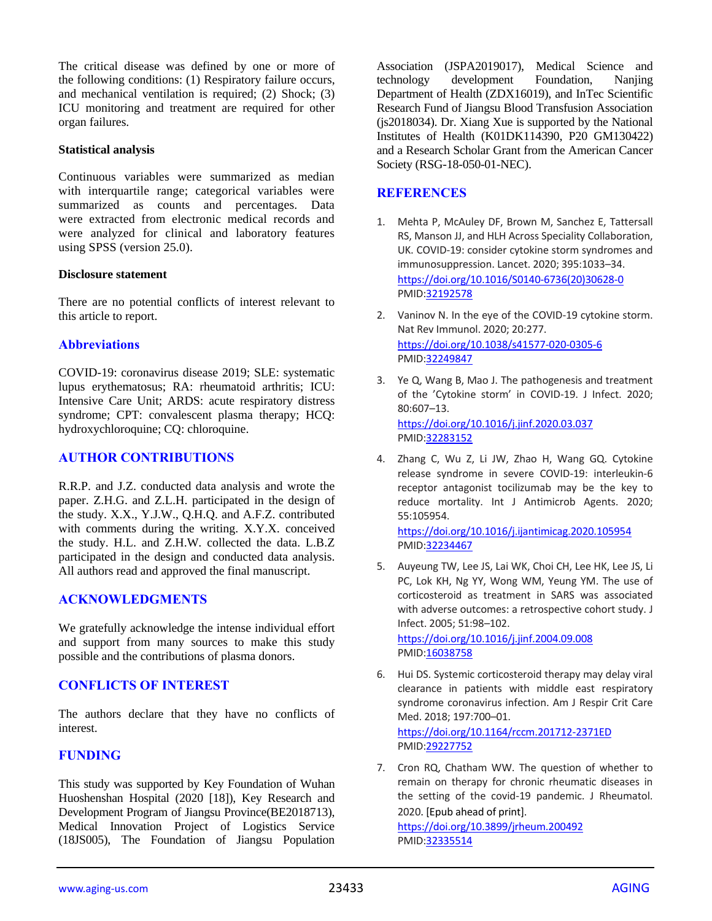The critical disease was defined by one or more of the following conditions: (1) Respiratory failure occurs, and mechanical ventilation is required; (2) Shock; (3) ICU monitoring and treatment are required for other organ failures.

**Statistical analysis**

Continuous variables were summarized as median with interquartile range; categorical variables were summarized as counts and percentages. Data were extracted from electronic medical records and were analyzed for clinical and laboratory features using SPSS (version 25.0).

**Disclosure statement**

There are no potential conflicts of interest relevant to this article to report.

## Abbreviations

COVID-19: coronavirus disease 2019; SLE: systematic lupus erythematosus; RA: rheumatoid arthritis; ICU: Intensive Care Unit; ARDS: acute respiratory distress syndrome; CPT: convalescent plasma therapy; HCQ: hydroxychloroquine; CQ: chloroquine.

## AUTHOR CONTRIBUTIONS

R.R.P. and J.Z. conducted data analysis and wrote the paper. Z.H.G. and Z.L.H. participated in the design of the study. X.X., Y.J.W., Q.H.Q. and A.F.Z. contributed with comments during the writing. X.Y.X. conceived the study. H.L. and Z.H.W. collected the data. L.B.Z participated in the design and conducted data analysis. All authors read and approved the final manuscript.

## ACKNOWLEDGMENTS

We gratefully acknowledge the intense individual effort and support from many sources to make this study possible and the contributions of plasma donors.

## CONFLICTS OF INTEREST

The authors declare that they have no conflicts of interest.

## FUNDING

This study was supported by Key Foundation of Wuhan Huoshenshan Hospital (2020 [18]), Key Research and Development Program of Jiangsu Province(BE2018713), Medical Innovation Project of Logistics Service (18JS005), The Foundation of Jiangsu Population Association (JSPA2019017), Medical Science and technology development Foundation, Nanjing Department of Health (ZDX16019), and InTec Scientific Research Fund of Jiangsu Blood Transfusion Association (js2018034). Dr. Xiang Xue is supported by the National Institutes of Health (K01DK114390, P20 GM130422) and a Research Scholar Grant from the American Cancer Society (RSG-18-050-01-NEC).

## REFERENCES

1. Mehta P, McAuley DF, Brown M, Sanchez E, Tattersall RS, Manson JJ, and HLH Across Speciality Collaboration, UK. COVID-19: consider cytokine storm syndromes and immunosuppression. Lancet. 2020; 395:1033–34. https://doi.org/10.1016/S0140-6736(20)30628-0 PMID:32192578

2. Vaninov N. In the eye of the COVID-19 cytokine storm. Nat Rev Immunol. 2020; 20:277. https://doi.org/10.1038/s41577-020-0305-6 PMID:32249847

3. Ye Q, Wang B, Mao J. The pathogenesis and treatment of the 'Cytokine storm' in COVID-19. J Infect. 2020; 80:607–13. https://doi.org/10.1016/j.jinf.2020.03.037 PMID:32283152

4. Zhang C, Wu Z, Li JW, Zhao H, Wang GQ. Cytokine release syndrome in severe COVID-19: interleukin-6 receptor antagonist tocilizumab may be the key to reduce mortality. Int J Antimicrob Agents. 2020; 55:105954. https://doi.org/10.1016/j.ijantimicag.2020.105954 PMID:32234467

5. Auyeung TW, Lee JS, Lai WK, Choi CH, Lee HK, Lee JS, Li PC, Lok KH, Ng YY, Wong WM, Yeung YM. The use of corticosteroid as treatment in SARS was associated with adverse outcomes: a retrospective cohort study. J Infect. 2005; 51:98–102. https://doi.org/10.1016/j.jinf.2004.09.008 PMID:16038758

6. Hui DS. Systemic corticosteroid therapy may delay viral clearance in patients with middle east respiratory syndrome coronavirus infection. Am J Respir Crit Care Med. 2018; 197:700–01. https://doi.org/10.1164/rccm.201712-2371ED PMID:29227752

7. Cron RQ, Chatham WW. The question of whether to remain on therapy for chronic rheumatic diseases in the setting of the covid-19 pandemic. J Rheumatol. 2020. [Epub ahead of print]. https://doi.org/10.3899/jrheum.200492 PMID:32335514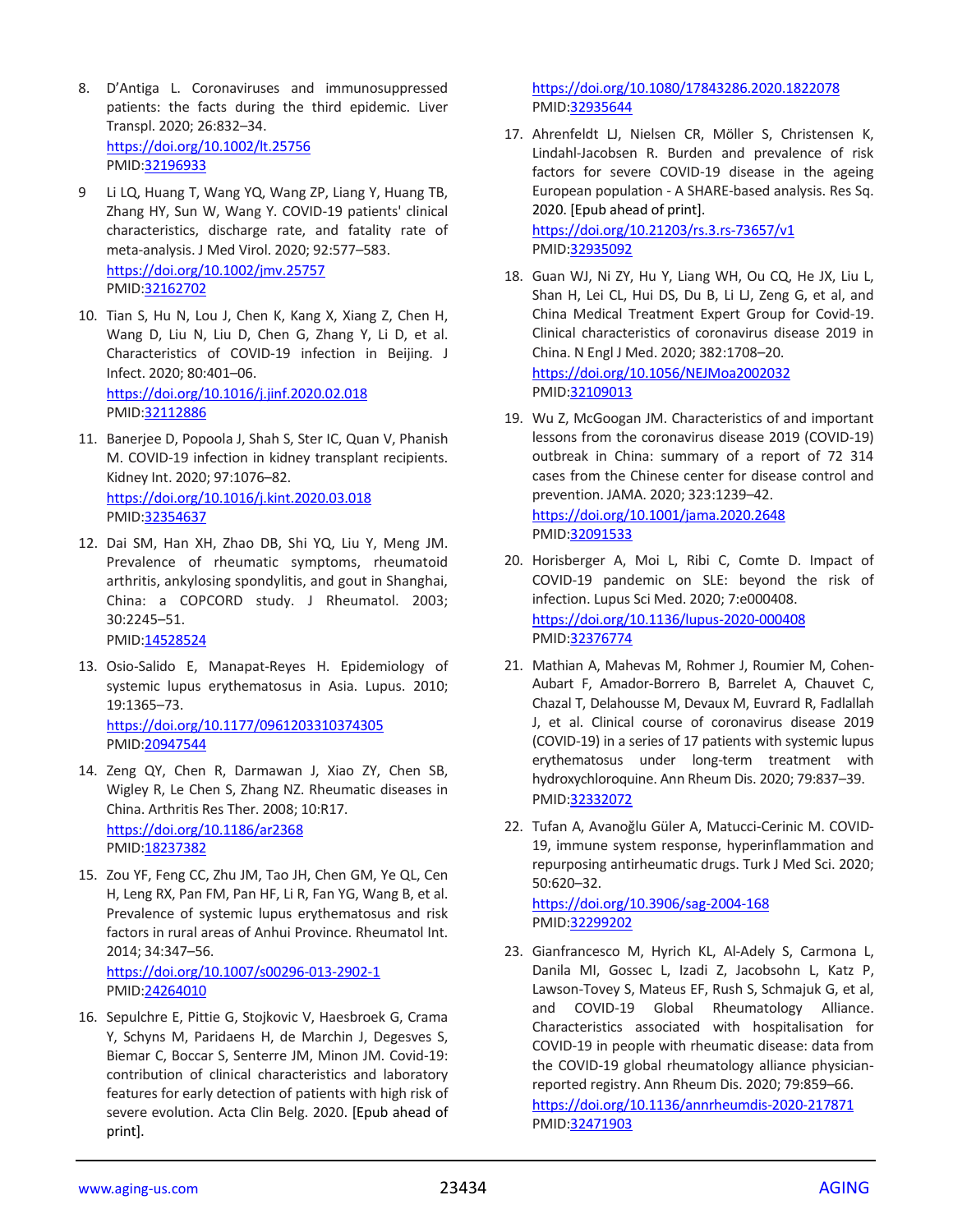8. D'Antiga L. Coronaviruses and immunosuppressed patients: the facts during the third epidemic. Liver Transpl. 2020; 26:832–34.
   https://doi.org/10.1002/lt.25756
   PMID:32196933

9. Li LQ, Huang T, Wang YQ, Wang ZP, Liang Y, Huang TB, Zhang HY, Sun W, Wang Y. COVID-19 patients' clinical characteristics, discharge rate, and fatality rate of meta-analysis. J Med Virol. 2020; 92:577–583.
   https://doi.org/10.1002/jmv.25757
   PMID:32162702

10. Tian S, Hu N, Lou J, Chen K, Kang X, Xiang Z, Chen H, Wang D, Liu N, Liu D, Chen G, Zhang Y, Li D, et al. Characteristics of COVID-19 infection in Beijing. J Infect. 2020; 80:401–06.
    https://doi.org/10.1016/j.jinf.2020.02.018
    PMID:32112886

11. Banerjee D, Popoola J, Shah S, Ster IC, Quan V, Phanish M. COVID-19 infection in kidney transplant recipients. Kidney Int. 2020; 97:1076–82.
    https://doi.org/10.1016/j.kint.2020.03.018
    PMID:32354637

12. Dai SM, Han XH, Zhao DB, Shi YQ, Liu Y, Meng JM. Prevalence of rheumatic symptoms, rheumatoid arthritis, ankylosing spondylitis, and gout in Shanghai, China: a COPCORD study. J Rheumatol. 2003; 30:2245–51.
    PMID:14528524

13. Osio-Salido E, Manapat-Reyes H. Epidemiology of systemic lupus erythematosus in Asia. Lupus. 2010; 19:1365–73.
    https://doi.org/10.1177/0961203310374305
    PMID:20947544

14. Zeng QY, Chen R, Darmawan J, Xiao ZY, Chen SB, Wigley R, Le Chen S, Zhang NZ. Rheumatic diseases in China. Arthritis Res Ther. 2008; 10:R17.
    https://doi.org/10.1186/ar2368
    PMID:18237382

15. Zou YF, Feng CC, Zhu JM, Tao JH, Chen GM, Ye QL, Cen H, Leng RX, Pan FM, Pan HF, Li R, Fan YG, Wang B, et al. Prevalence of systemic lupus erythematosus and risk factors in rural areas of Anhui Province. Rheumatol Int. 2014; 34:347–56.
    https://doi.org/10.1007/s00296-013-2902-1
    PMID:24264010

16. Sepulchre E, Pittie G, Stojkovic V, Haesbroek G, Crama Y, Schyns M, Paridaens H, de Marchin J, Degesves S, Biemar C, Boccar S, Senterre JM, Minon JM. Covid-19: contribution of clinical characteristics and laboratory features for early detection of patients with high risk of severe evolution. Acta Clin Belg. 2020. [Epub ahead of print].
    https://doi.org/10.1080/17843286.2020.1822078
    PMID:32935644

17. Ahrenfeldt LJ, Nielsen CR, Möller S, Christensen K, Lindahl-Jacobsen R. Burden and prevalence of risk factors for severe COVID-19 disease in the ageing European population - A SHARE-based analysis. Res Sq. 2020. [Epub ahead of print].
    https://doi.org/10.21203/rs.3.rs-73657/v1
    PMID:32935092

18. Guan WJ, Ni ZY, Hu Y, Liang WH, Ou CQ, He JX, Liu L, Shan H, Lei CL, Hui DS, Du B, Li LJ, Zeng G, et al, and China Medical Treatment Expert Group for Covid-19. Clinical characteristics of coronavirus disease 2019 in China. N Engl J Med. 2020; 382:1708–20.
    https://doi.org/10.1056/NEJMoa2002032
    PMID:32109013

19. Wu Z, McGoogan JM. Characteristics of and important lessons from the coronavirus disease 2019 (COVID-19) outbreak in China: summary of a report of 72 314 cases from the Chinese center for disease control and prevention. JAMA. 2020; 323:1239–42.
    https://doi.org/10.1001/jama.2020.2648
    PMID:32091533

20. Horisberger A, Moi L, Ribi C, Comte D. Impact of COVID-19 pandemic on SLE: beyond the risk of infection. Lupus Sci Med. 2020; 7:e000408.
    https://doi.org/10.1136/lupus-2020-000408
    PMID:32376774

21. Mathian A, Mahevas M, Rohmer J, Roumier M, Cohen-Aubart F, Amador-Borrero B, Barrelet A, Chauvet C, Chazal T, Delahousse M, Devaux M, Euvrard R, Fadlallah J, et al. Clinical course of coronavirus disease 2019 (COVID-19) in a series of 17 patients with systemic lupus erythematosus under long-term treatment with hydroxychloroquine. Ann Rheum Dis. 2020; 79:837–39.
    PMID:32332072

22. Tufan A, Avanoğlu Güler A, Matucci-Cerinic M. COVID-19, immune system response, hyperinflammation and repurposing antirheumatic drugs. Turk J Med Sci. 2020; 50:620–32.
    https://doi.org/10.3906/sag-2004-168
    PMID:32299202

23. Gianfrancesco M, Hyrich KL, Al-Adely S, Carmona L, Danila MI, Gossec L, Izadi Z, Jacobsohn L, Katz P, Lawson-Tovey S, Mateus EF, Rush S, Schmajuk G, et al, and COVID-19 Global Rheumatology Alliance. Characteristics associated with hospitalisation for COVID-19 in people with rheumatic disease: data from the COVID-19 global rheumatology alliance physician-reported registry. Ann Rheum Dis. 2020; 79:859–66.
    https://doi.org/10.1136/annrheumdis-2020-217871
    PMID:32471903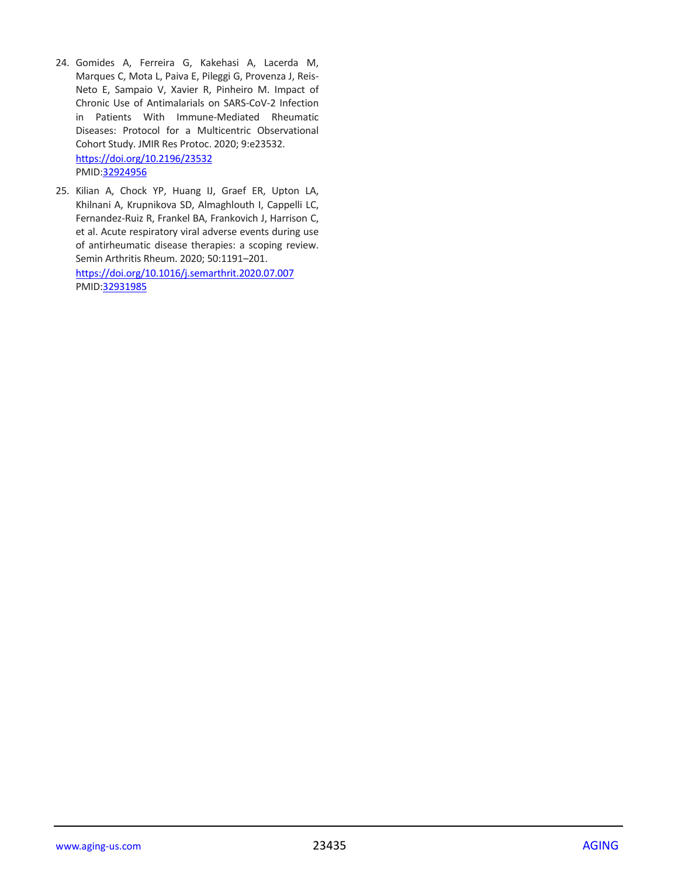24. Gomides A, Ferreira G, Kakehasi A, Lacerda M, Marques C, Mota L, Paiva E, Pileggi G, Provenza J, Reis-Neto E, Sampaio V, Xavier R, Pinheiro M. Impact of Chronic Use of Antimalarials on SARS-CoV-2 Infection in Patients With Immune-Mediated Rheumatic Diseases: Protocol for a Multicentric Observational Cohort Study. JMIR Res Protoc. 2020; 9:e23532. https://doi.org/10.2196/23532 PMID:32924956

25. Kilian A, Chock YP, Huang IJ, Graef ER, Upton LA, Khilnani A, Krupnikova SD, Almaghlouth I, Cappelli LC, Fernandez-Ruiz R, Frankel BA, Frankovich J, Harrison C, et al. Acute respiratory viral adverse events during use of antirheumatic disease therapies: a scoping review. Semin Arthritis Rheum. 2020; 50:1191–201. https://doi.org/10.1016/j.semarthrit.2020.07.007 PMID:32931985